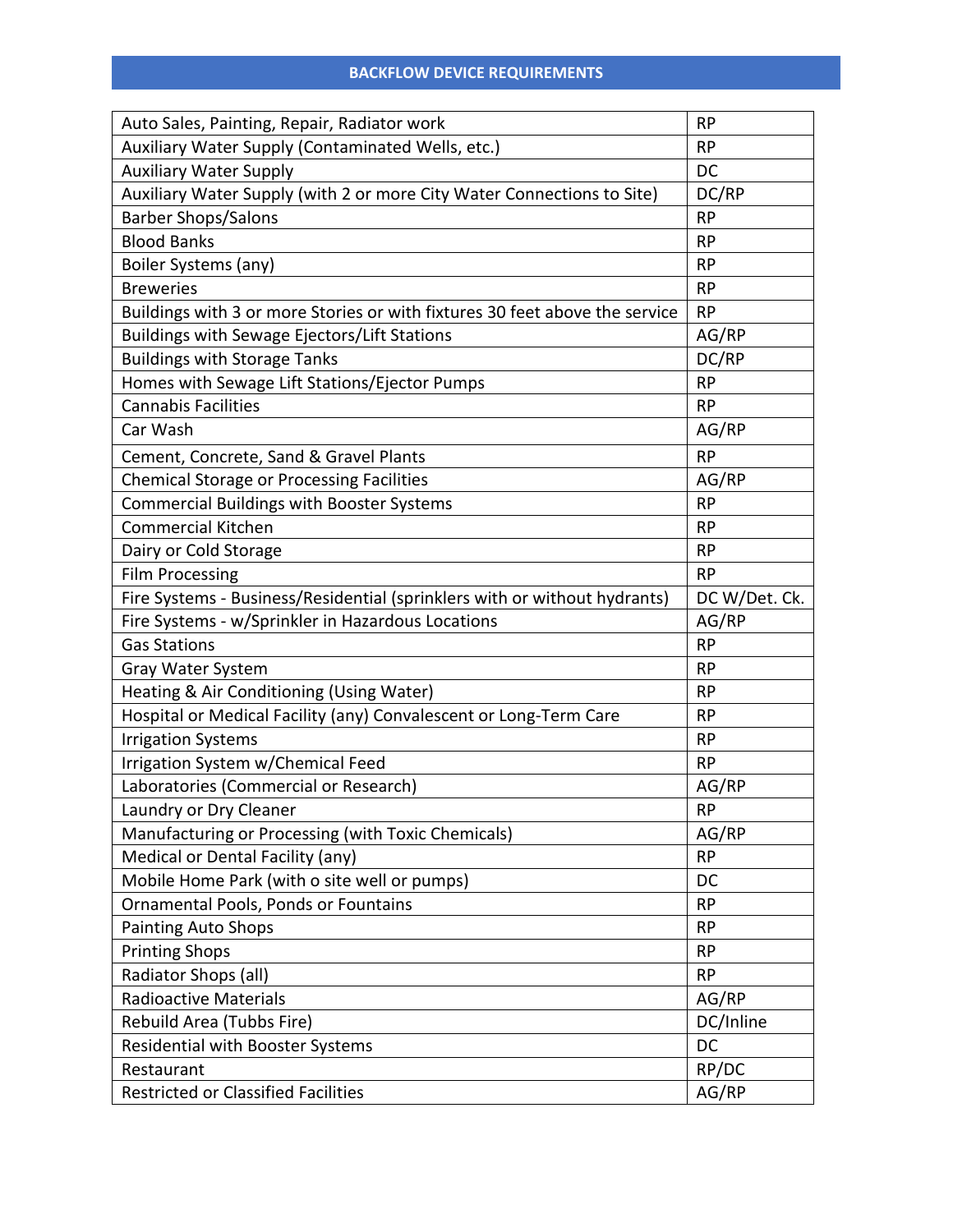# BACKFLOW DEVICE REQUIREMENTS

| | |
|---|---|
| Auto Sales, Painting, Repair, Radiator work | RP |
| Auxiliary Water Supply (Contaminated Wells, etc.) | RP |
| Auxiliary Water Supply | DC |
| Auxiliary Water Supply (with 2 or more City Water Connections to Site) | DC/RP |
| Barber Shops/Salons | RP |
| Blood Banks | RP |
| Boiler Systems (any) | RP |
| Breweries | RP |
| Buildings with 3 or more Stories or with fixtures 30 feet above the service | RP |
| Buildings with Sewage Ejectors/Lift Stations | AG/RP |
| Buildings with Storage Tanks | DC/RP |
| Homes with Sewage Lift Stations/Ejector Pumps | RP |
| Cannabis Facilities | RP |
| Car Wash | AG/RP |
| Cement, Concrete, Sand & Gravel Plants | RP |
| Chemical Storage or Processing Facilities | AG/RP |
| Commercial Buildings with Booster Systems | RP |
| Commercial Kitchen | RP |
| Dairy or Cold Storage | RP |
| Film Processing | RP |
| Fire Systems - Business/Residential (sprinklers with or without hydrants) | DC W/Det. Ck. |
| Fire Systems - w/Sprinkler in Hazardous Locations | AG/RP |
| Gas Stations | RP |
| Gray Water System | RP |
| Heating & Air Conditioning (Using Water) | RP |
| Hospital or Medical Facility (any) Convalescent or Long-Term Care | RP |
| Irrigation Systems | RP |
| Irrigation System w/Chemical Feed | RP |
| Laboratories (Commercial or Research) | AG/RP |
| Laundry or Dry Cleaner | RP |
| Manufacturing or Processing (with Toxic Chemicals) | AG/RP |
| Medical or Dental Facility (any) | RP |
| Mobile Home Park (with o site well or pumps) | DC |
| Ornamental Pools, Ponds or Fountains | RP |
| Painting Auto Shops | RP |
| Printing Shops | RP |
| Radiator Shops (all) | RP |
| Radioactive Materials | AG/RP |
| Rebuild Area (Tubbs Fire) | DC/Inline |
| Residential with Booster Systems | DC |
| Restaurant | RP/DC |
| Restricted or Classified Facilities | AG/RP |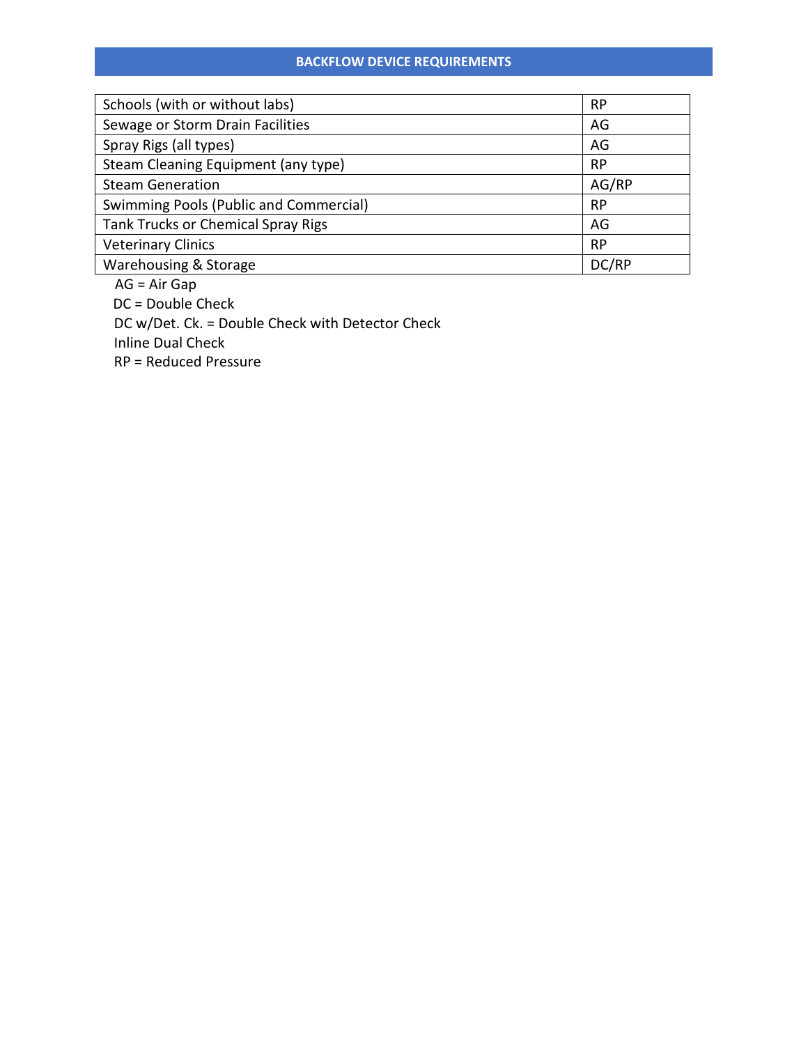**BACKFLOW DEVICE REQUIREMENTS**

| | |
|---|---|
| Schools (with or without labs) | RP |
| Sewage or Storm Drain Facilities | AG |
| Spray Rigs (all types) | AG |
| Steam Cleaning Equipment (any type) | RP |
| Steam Generation | AG/RP |
| Swimming Pools (Public and Commercial) | RP |
| Tank Trucks or Chemical Spray Rigs | AG |
| Veterinary Clinics | RP |
| Warehousing & Storage | DC/RP |

AG = Air Gap
DC = Double Check
DC w/Det. Ck. = Double Check with Detector Check
Inline Dual Check
RP = Reduced Pressure